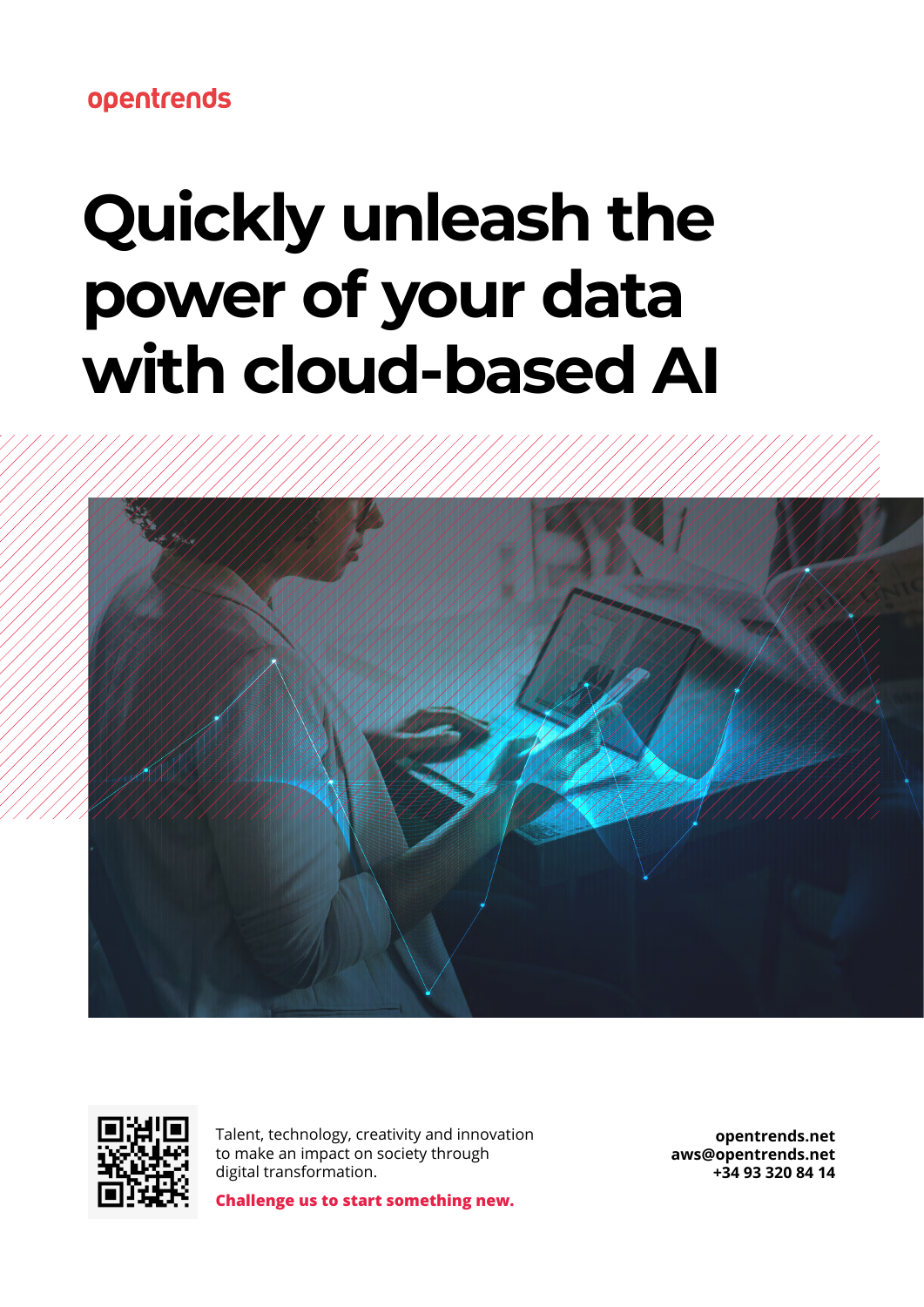opentrends

# Quickly unleash the power of your data with cloud-based AI

Talent, technology, creativity and innovation to make an impact on society through digital transformation.

**Challenge us to start something new.**

**opentrends.net**
**aws@opentrends.net**
**+34 93 320 84 14**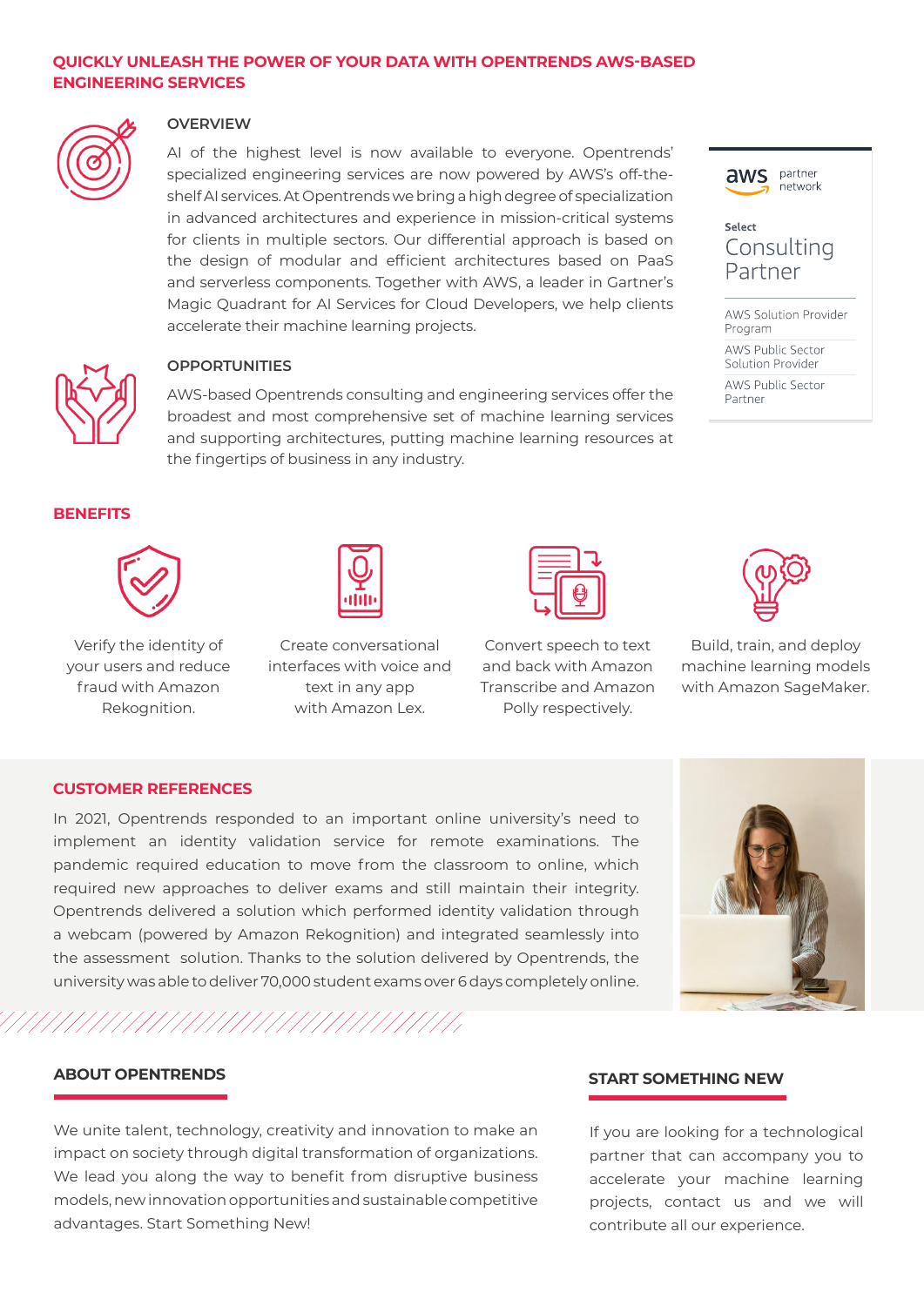## QUICKLY UNLEASH THE POWER OF YOUR DATA WITH OPENTRENDS AWS-BASED ENGINEERING SERVICES

### OVERVIEW

AI of the highest level is now available to everyone. Opentrends' specialized engineering services are now powered by AWS's off-the-shelf AI services. At Opentrends we bring a high degree of specialization in advanced architectures and experience in mission-critical systems for clients in multiple sectors. Our differential approach is based on the design of modular and efficient architectures based on PaaS and serverless components. Together with AWS, a leader in Gartner's Magic Quadrant for AI Services for Cloud Developers, we help clients accelerate their machine learning projects.

aws partner network

Select
Consulting Partner

AWS Solution Provider Program

AWS Public Sector Solution Provider

AWS Public Sector Partner

### OPPORTUNITIES

AWS-based Opentrends consulting and engineering services offer the broadest and most comprehensive set of machine learning services and supporting architectures, putting machine learning resources at the fingertips of business in any industry.

## BENEFITS

- Verify the identity of your users and reduce fraud with Amazon Rekognition.
- Create conversational interfaces with voice and text in any app with Amazon Lex.
- Convert speech to text and back with Amazon Transcribe and Amazon Polly respectively.
- Build, train, and deploy machine learning models with Amazon SageMaker.

## CUSTOMER REFERENCES

In 2021, Opentrends responded to an important online university's need to implement an identity validation service for remote examinations. The pandemic required education to move from the classroom to online, which required new approaches to deliver exams and still maintain their integrity. Opentrends delivered a solution which performed identity validation through a webcam (powered by Amazon Rekognition) and integrated seamlessly into the assessment solution. Thanks to the solution delivered by Opentrends, the university was able to deliver 70,000 student exams over 6 days completely online.

### ABOUT OPENTRENDS

We unite talent, technology, creativity and innovation to make an impact on society through digital transformation of organizations. We lead you along the way to benefit from disruptive business models, new innovation opportunities and sustainable competitive advantages. Start Something New!

### START SOMETHING NEW

If you are looking for a technological partner that can accompany you to accelerate your machine learning projects, contact us and we will contribute all our experience.